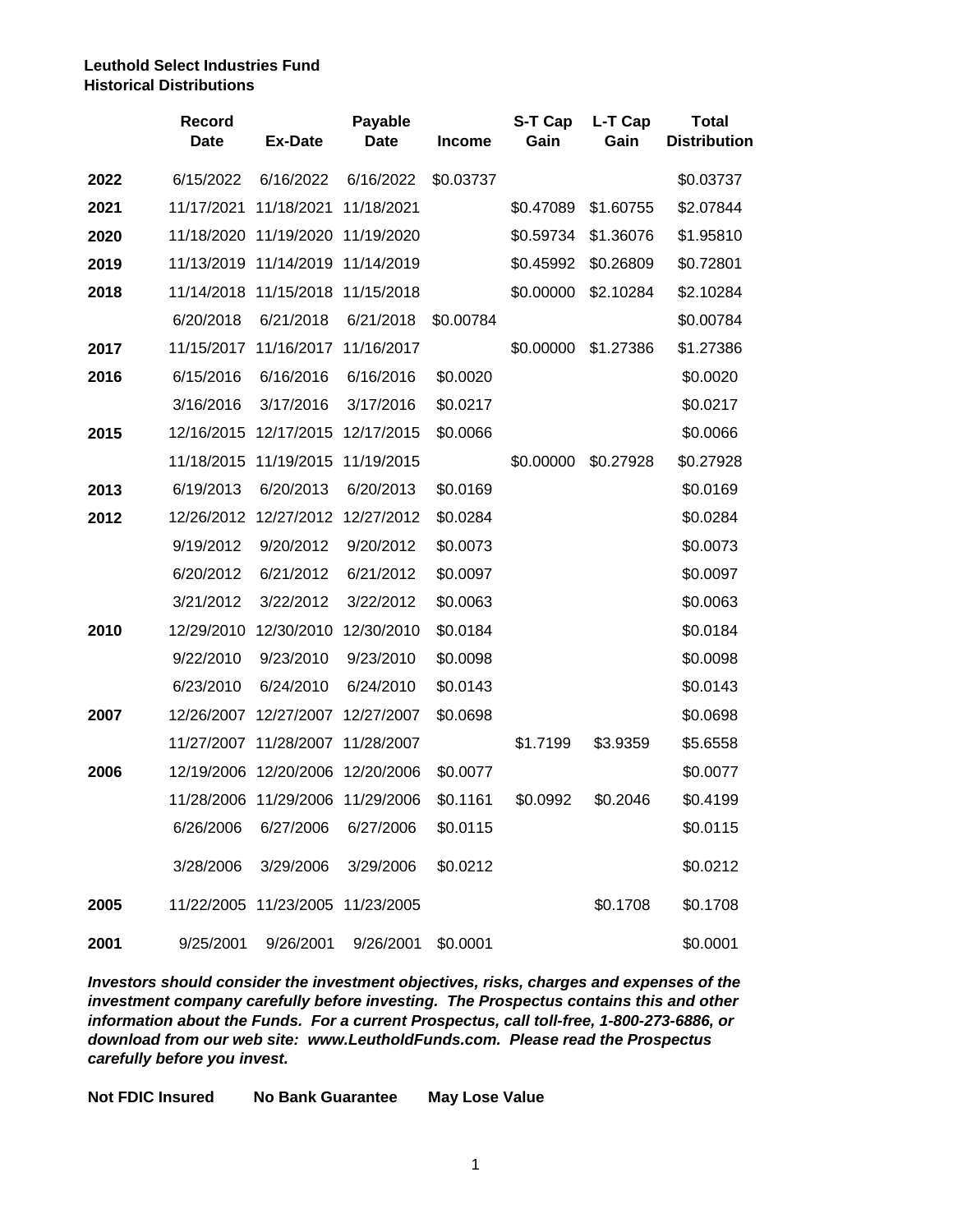**Leuthold Select Industries Fund**
**Historical Distributions**

| | Record Date | Ex-Date | Payable Date | Income | S-T Cap Gain | L-T Cap Gain | Total Distribution |
|---|---|---|---|---|---|---|---|
| **2022** | 6/15/2022 | 6/16/2022 | 6/16/2022 | $0.03737 | | | $0.03737 |
| **2021** | 11/17/2021 | 11/18/2021 | 11/18/2021 | | $0.47089 | $1.60755 | $2.07844 |
| **2020** | 11/18/2020 | 11/19/2020 | 11/19/2020 | | $0.59734 | $1.36076 | $1.95810 |
| **2019** | 11/13/2019 | 11/14/2019 | 11/14/2019 | | $0.45992 | $0.26809 | $0.72801 |
| **2018** | 11/14/2018 | 11/15/2018 | 11/15/2018 | | $0.00000 | $2.10284 | $2.10284 |
| | 6/20/2018 | 6/21/2018 | 6/21/2018 | $0.00784 | | | $0.00784 |
| **2017** | 11/15/2017 | 11/16/2017 | 11/16/2017 | | $0.00000 | $1.27386 | $1.27386 |
| **2016** | 6/15/2016 | 6/16/2016 | 6/16/2016 | $0.0020 | | | $0.0020 |
| | 3/16/2016 | 3/17/2016 | 3/17/2016 | $0.0217 | | | $0.0217 |
| **2015** | 12/16/2015 | 12/17/2015 | 12/17/2015 | $0.0066 | | | $0.0066 |
| | 11/18/2015 | 11/19/2015 | 11/19/2015 | | $0.00000 | $0.27928 | $0.27928 |
| **2013** | 6/19/2013 | 6/20/2013 | 6/20/2013 | $0.0169 | | | $0.0169 |
| **2012** | 12/26/2012 | 12/27/2012 | 12/27/2012 | $0.0284 | | | $0.0284 |
| | 9/19/2012 | 9/20/2012 | 9/20/2012 | $0.0073 | | | $0.0073 |
| | 6/20/2012 | 6/21/2012 | 6/21/2012 | $0.0097 | | | $0.0097 |
| | 3/21/2012 | 3/22/2012 | 3/22/2012 | $0.0063 | | | $0.0063 |
| **2010** | 12/29/2010 | 12/30/2010 | 12/30/2010 | $0.0184 | | | $0.0184 |
| | 9/22/2010 | 9/23/2010 | 9/23/2010 | $0.0098 | | | $0.0098 |
| | 6/23/2010 | 6/24/2010 | 6/24/2010 | $0.0143 | | | $0.0143 |
| **2007** | 12/26/2007 | 12/27/2007 | 12/27/2007 | $0.0698 | | | $0.0698 |
| | 11/27/2007 | 11/28/2007 | 11/28/2007 | | $1.7199 | $3.9359 | $5.6558 |
| **2006** | 12/19/2006 | 12/20/2006 | 12/20/2006 | $0.0077 | | | $0.0077 |
| | 11/28/2006 | 11/29/2006 | 11/29/2006 | $0.1161 | $0.0992 | $0.2046 | $0.4199 |
| | 6/26/2006 | 6/27/2006 | 6/27/2006 | $0.0115 | | | $0.0115 |
| | 3/28/2006 | 3/29/2006 | 3/29/2006 | $0.0212 | | | $0.0212 |
| **2005** | 11/22/2005 | 11/23/2005 | 11/23/2005 | | | $0.1708 | $0.1708 |
| **2001** | 9/25/2001 | 9/26/2001 | 9/26/2001 | $0.0001 | | | $0.0001 |

***Investors should consider the investment objectives, risks, charges and expenses of the investment company carefully before investing. The Prospectus contains this and other information about the Funds. For a current Prospectus, call toll-free, 1-800-273-6886, or download from our web site: www.LeutholdFunds.com. Please read the Prospectus carefully before you invest.***

**Not FDIC Insured** **No Bank Guarantee** **May Lose Value**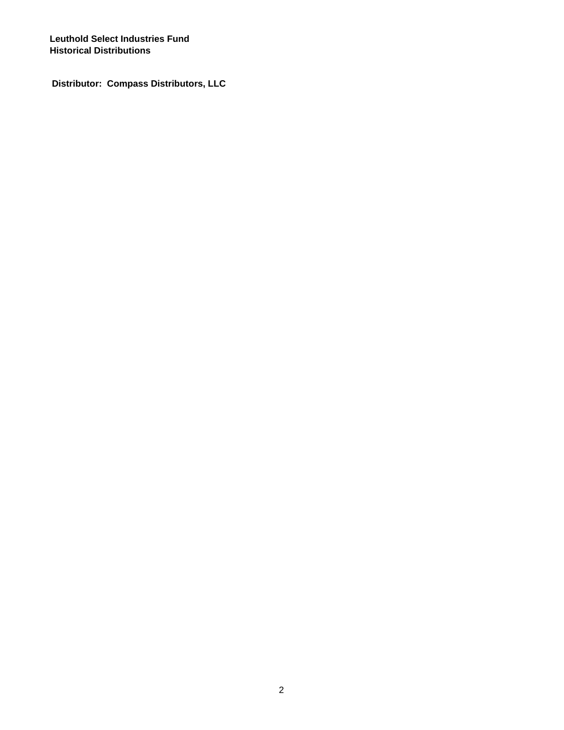**Leuthold Select Industries Fund**
**Historical Distributions**

**Distributor: Compass Distributors, LLC**